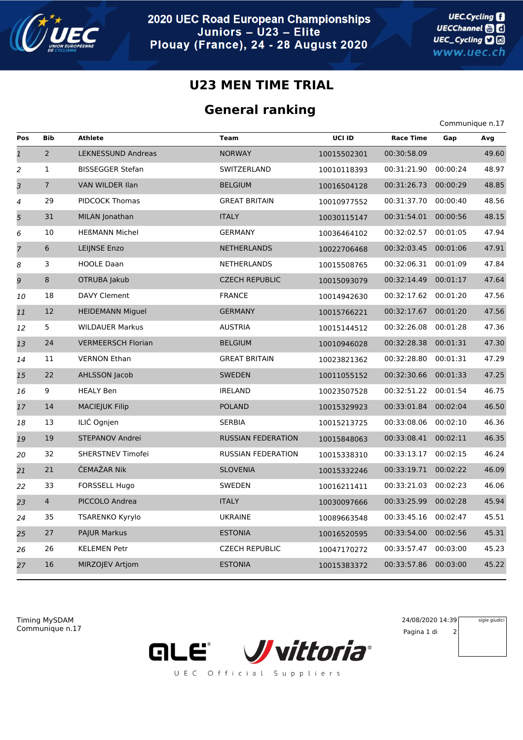# 2020 UEC Road European Championships
## Juniors – U23 – Elite
## Plouay (France), 24 - 28 August 2020

# U23 MEN TIME TRIAL

## General ranking

Communique n.17

| Pos | Bib | Athlete | Team | UCI ID | Race Time | Gap | Avg |
|---|---|---|---|---|---|---|---|
| 1 | 2 | LEKNESSUND Andreas | NORWAY | 10015502301 | 00:30:58.09 | | 49.60 |
| 2 | 1 | BISSEGGER Stefan | SWITZERLAND | 10010118393 | 00:31:21.90 | 00:00:24 | 48.97 |
| 3 | 7 | VAN WILDER Ilan | BELGIUM | 10016504128 | 00:31:26.73 | 00:00:29 | 48.85 |
| 4 | 29 | PIDCOCK Thomas | GREAT BRITAIN | 10010977552 | 00:31:37.70 | 00:00:40 | 48.56 |
| 5 | 31 | MILAN Jonathan | ITALY | 10030115147 | 00:31:54.01 | 00:00:56 | 48.15 |
| 6 | 10 | HEßMANN Michel | GERMANY | 10036464102 | 00:32:02.57 | 00:01:05 | 47.94 |
| 7 | 6 | LEIJNSE Enzo | NETHERLANDS | 10022706468 | 00:32:03.45 | 00:01:06 | 47.91 |
| 8 | 3 | HOOLE Daan | NETHERLANDS | 10015508765 | 00:32:06.31 | 00:01:09 | 47.84 |
| 9 | 8 | OTRUBA Jakub | CZECH REPUBLIC | 10015093079 | 00:32:14.49 | 00:01:17 | 47.64 |
| 10 | 18 | DAVY Clement | FRANCE | 10014942630 | 00:32:17.62 | 00:01:20 | 47.56 |
| 11 | 12 | HEIDEMANN Miguel | GERMANY | 10015766221 | 00:32:17.67 | 00:01:20 | 47.56 |
| 12 | 5 | WILDAUER Markus | AUSTRIA | 10015144512 | 00:32:26.08 | 00:01:28 | 47.36 |
| 13 | 24 | VERMEERSCH Florian | BELGIUM | 10010946028 | 00:32:28.38 | 00:01:31 | 47.30 |
| 14 | 11 | VERNON Ethan | GREAT BRITAIN | 10023821362 | 00:32:28.80 | 00:01:31 | 47.29 |
| 15 | 22 | AHLSSON Jacob | SWEDEN | 10011055152 | 00:32:30.66 | 00:01:33 | 47.25 |
| 16 | 9 | HEALY Ben | IRELAND | 10023507528 | 00:32:51.22 | 00:01:54 | 46.75 |
| 17 | 14 | MACIEJUK Filip | POLAND | 10015329923 | 00:33:01.84 | 00:02:04 | 46.50 |
| 18 | 13 | ILIĆ Ognjen | SERBIA | 10015213725 | 00:33:08.06 | 00:02:10 | 46.36 |
| 19 | 19 | STEPANOV Andrei | RUSSIAN FEDERATION | 10015848063 | 00:33:08.41 | 00:02:11 | 46.35 |
| 20 | 32 | SHERSTNEV Timofei | RUSSIAN FEDERATION | 10015338310 | 00:33:13.17 | 00:02:15 | 46.24 |
| 21 | 21 | ČEMAŽAR Nik | SLOVENIA | 10015332246 | 00:33:19.71 | 00:02:22 | 46.09 |
| 22 | 33 | FORSSELL Hugo | SWEDEN | 10016211411 | 00:33:21.03 | 00:02:23 | 46.06 |
| 23 | 4 | PICCOLO Andrea | ITALY | 10030097666 | 00:33:25.99 | 00:02:28 | 45.94 |
| 24 | 35 | TSARENKO Kyrylo | UKRAINE | 10089663548 | 00:33:45.16 | 00:02:47 | 45.51 |
| 25 | 27 | PAJUR Markus | ESTONIA | 10016520595 | 00:33:54.00 | 00:02:56 | 45.31 |
| 26 | 26 | KELEMEN Petr | CZECH REPUBLIC | 10047170272 | 00:33:57.47 | 00:03:00 | 45.23 |
| 27 | 16 | MIRZOJEV Artjom | ESTONIA | 10015383372 | 00:33:57.86 | 00:03:00 | 45.22 |

Timing MySDAM
Communique n.17

24/08/2020 14:39

sigle giudici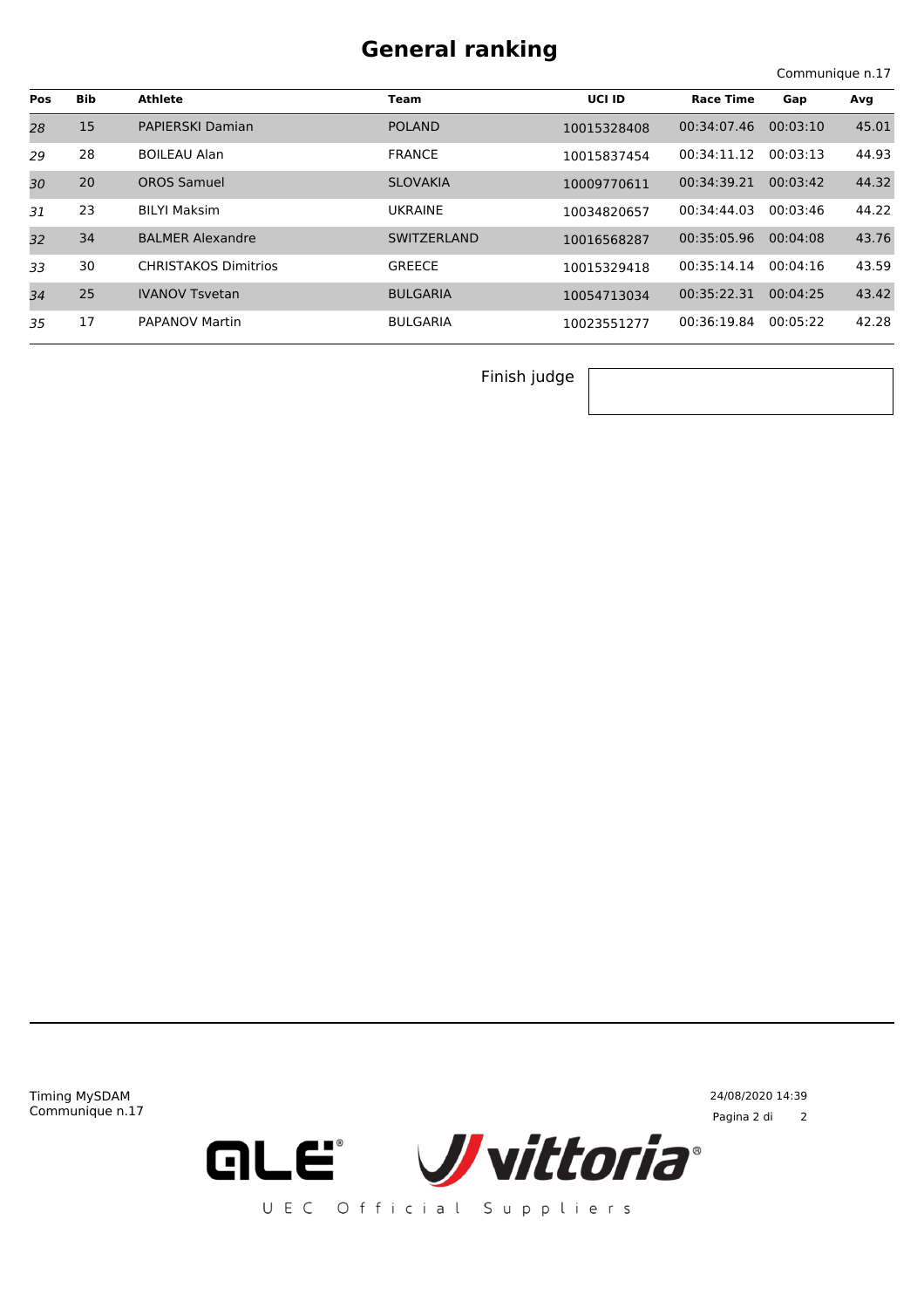# General ranking

Communique n.17

| Pos | Bib | Athlete | Team | UCI ID | Race Time | Gap | Avg |
|---|---|---|---|---|---|---|---|
| 28 | 15 | PAPIERSKI Damian | POLAND | 10015328408 | 00:34:07.46 | 00:03:10 | 45.01 |
| 29 | 28 | BOILEAU Alan | FRANCE | 10015837454 | 00:34:11.12 | 00:03:13 | 44.93 |
| 30 | 20 | OROS Samuel | SLOVAKIA | 10009770611 | 00:34:39.21 | 00:03:42 | 44.32 |
| 31 | 23 | BILYI Maksim | UKRAINE | 10034820657 | 00:34:44.03 | 00:03:46 | 44.22 |
| 32 | 34 | BALMER Alexandre | SWITZERLAND | 10016568287 | 00:35:05.96 | 00:04:08 | 43.76 |
| 33 | 30 | CHRISTAKOS Dimitrios | GREECE | 10015329418 | 00:35:14.14 | 00:04:16 | 43.59 |
| 34 | 25 | IVANOV Tsvetan | BULGARIA | 10054713034 | 00:35:22.31 | 00:04:25 | 43.42 |
| 35 | 17 | PAPANOV Martin | BULGARIA | 10023551277 | 00:36:19.84 | 00:05:22 | 42.28 |

Finish judge

Timing MySDAM
Communique n.17

24/08/2020 14:39

ALE vittoria
UEC Official Suppliers